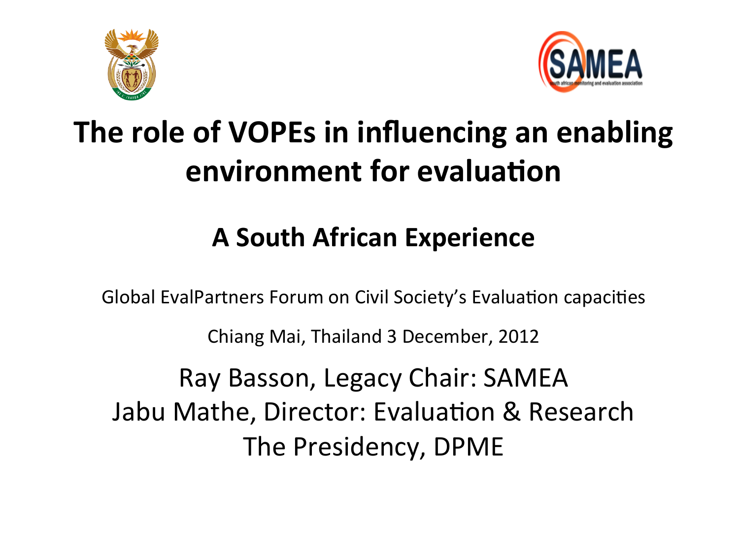# The role of VOPEs in influencing an enabling environment for evaluation

## A South African Experience

Global EvalPartners Forum on Civil Society's Evaluation capacities

Chiang Mai, Thailand 3 December, 2012

Ray Basson, Legacy Chair: SAMEA
Jabu Mathe, Director: Evaluation & Research
The Presidency, DPME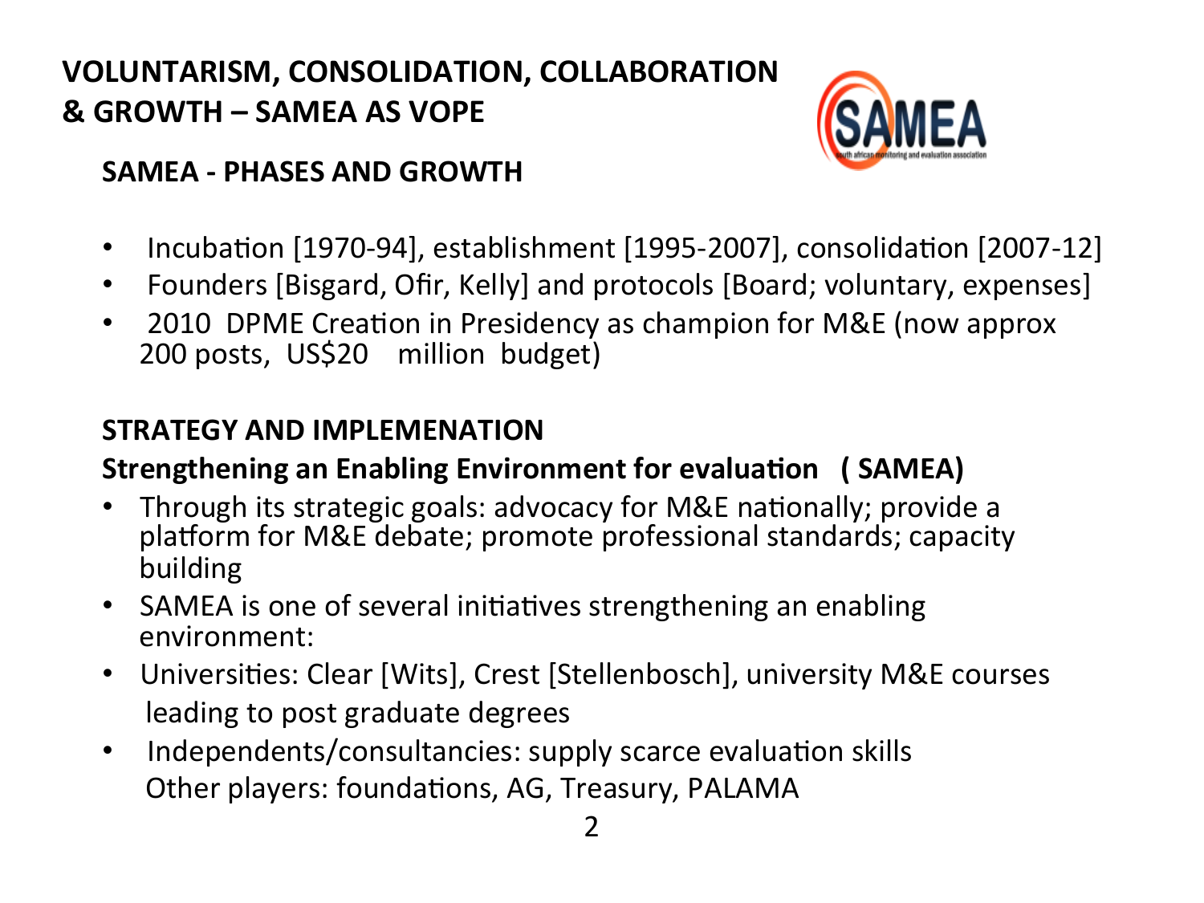# VOLUNTARISM, CONSOLIDATION, COLLABORATION & GROWTH – SAMEA AS VOPE

## SAMEA - PHASES AND GROWTH

- Incubation [1970-94], establishment [1995-2007], consolidation [2007-12]
- Founders [Bisgard, Ofir, Kelly] and protocols [Board; voluntary, expenses]
- 2010 DPME Creation in Presidency as champion for M&E (now approx 200 posts, US$20 million budget)

## STRATEGY AND IMPLEMENATION

**Strengthening an Enabling Environment for evaluation ( SAMEA)**

- Through its strategic goals: advocacy for M&E nationally; provide a platform for M&E debate; promote professional standards; capacity building
- SAMEA is one of several initiatives strengthening an enabling environment:
- Universities: Clear [Wits], Crest [Stellenbosch], university M&E courses leading to post graduate degrees
- Independents/consultancies: supply scarce evaluation skills
  Other players: foundations, AG, Treasury, PALAMA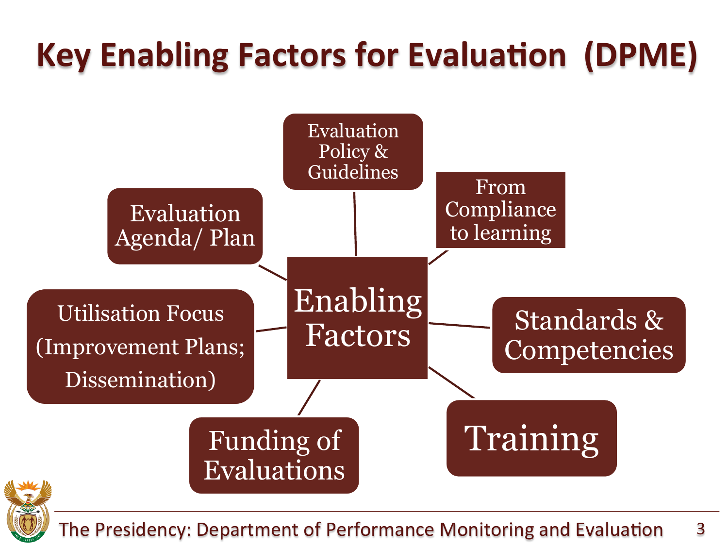# Key Enabling Factors for Evaluation (DPME)

**Enabling Factors**

- Evaluation Policy & Guidelines
- From Compliance to learning
- Standards & Competencies
- Training
- Funding of Evaluations
- Utilisation Focus (Improvement Plans; Dissemination)
- Evaluation Agenda/ Plan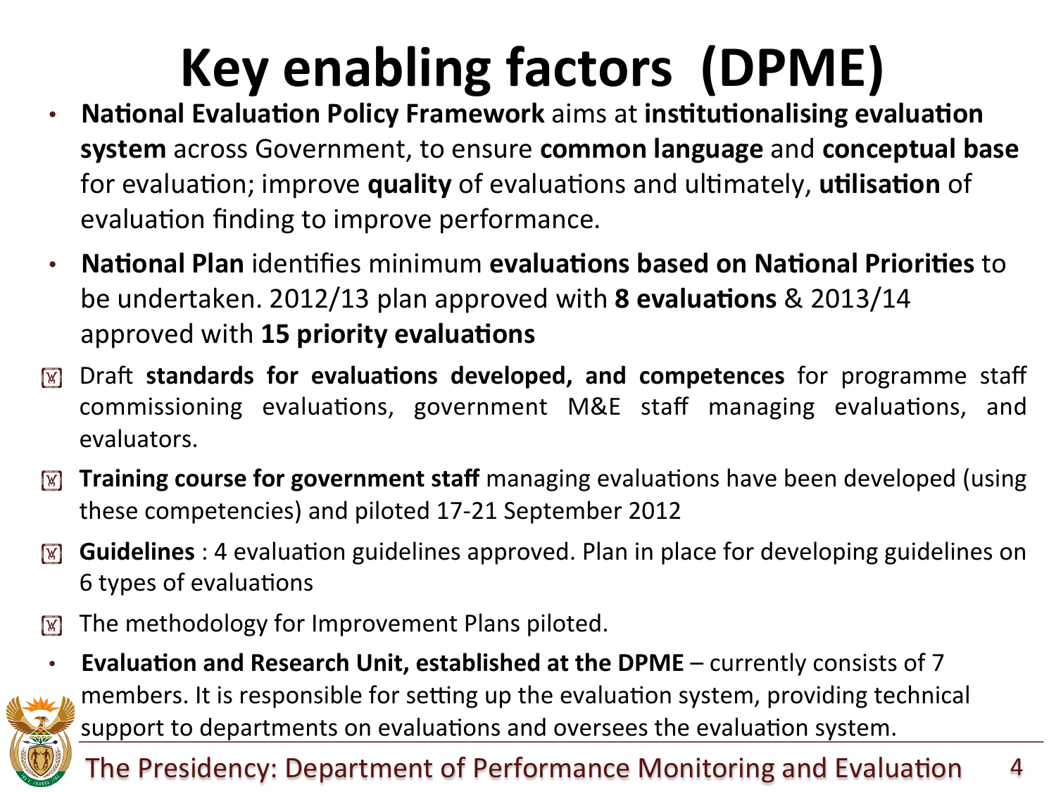# Key enabling factors (DPME)

- **National Evaluation Policy Framework** aims at **institutionalising evaluation system** across Government, to ensure **common language** and **conceptual base** for evaluation; improve **quality** of evaluations and ultimately, **utilisation** of evaluation finding to improve performance.
- **National Plan** identifies minimum **evaluations based on National Priorities** to be undertaken. 2012/13 plan approved with **8 evaluations** & 2013/14 approved with **15 priority evaluations**
- Draft **standards for evaluations developed, and competences** for programme staff commissioning evaluations, government M&E staff managing evaluations, and evaluators.
- **Training course for government staff** managing evaluations have been developed (using these competencies) and piloted 17-21 September 2012
- **Guidelines** : 4 evaluation guidelines approved. Plan in place for developing guidelines on 6 types of evaluations
- The methodology for Improvement Plans piloted.
- **Evaluation and Research Unit, established at the DPME** – currently consists of 7 members. It is responsible for setting up the evaluation system, providing technical support to departments on evaluations and oversees the evaluation system.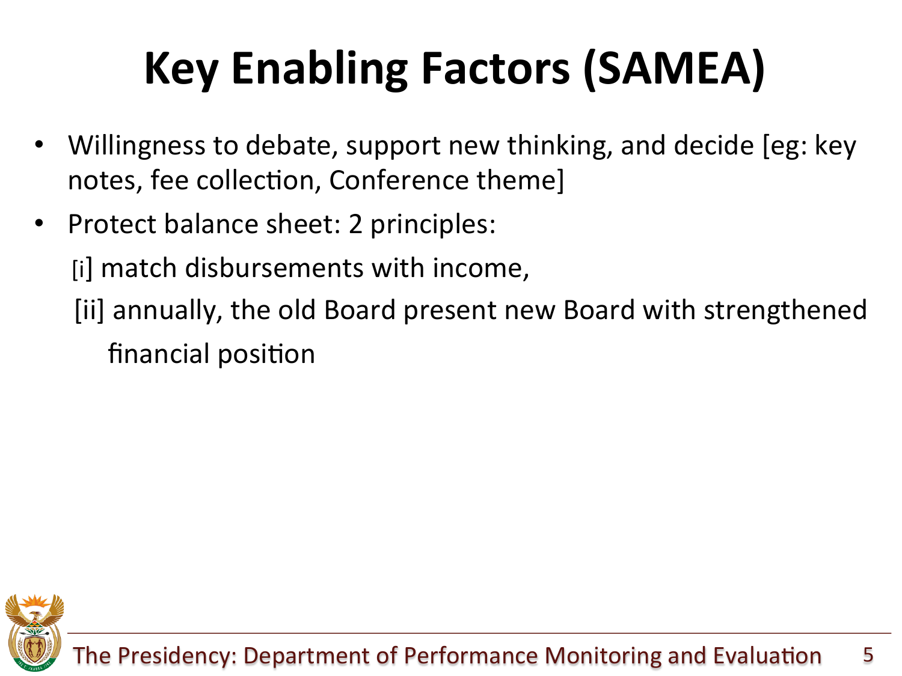# Key Enabling Factors (SAMEA)

- Willingness to debate, support new thinking, and decide [eg: key notes, fee collection, Conference theme]
- Protect balance sheet: 2 principles:

  [i] match disbursements with income,

  [ii] annually, the old Board present new Board with strengthened financial position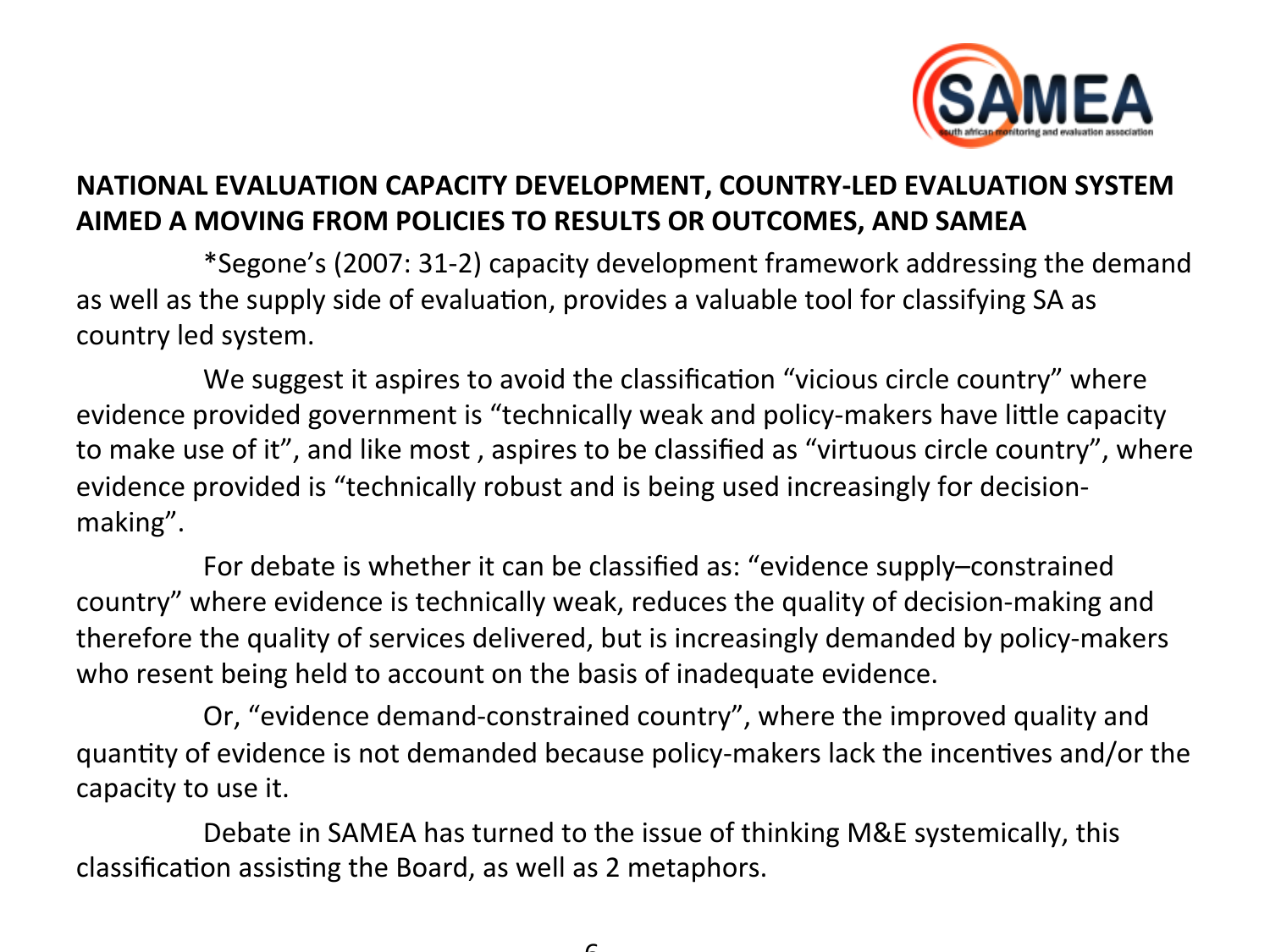## NATIONAL EVALUATION CAPACITY DEVELOPMENT, COUNTRY-LED EVALUATION SYSTEM AIMED A MOVING FROM POLICIES TO RESULTS OR OUTCOMES, AND SAMEA

*Segone's (2007: 31-2) capacity development framework addressing the demand as well as the supply side of evaluation, provides a valuable tool for classifying SA as country led system.

We suggest it aspires to avoid the classification "vicious circle country" where evidence provided government is "technically weak and policy-makers have little capacity to make use of it", and like most , aspires to be classified as "virtuous circle country", where evidence provided is "technically robust and is being used increasingly for decision-making".

For debate is whether it can be classified as: "evidence supply–constrained country" where evidence is technically weak, reduces the quality of decision-making and therefore the quality of services delivered, but is increasingly demanded by policy-makers who resent being held to account on the basis of inadequate evidence.

Or, "evidence demand-constrained country", where the improved quality and quantity of evidence is not demanded because policy-makers lack the incentives and/or the capacity to use it.

Debate in SAMEA has turned to the issue of thinking M&E systemically, this classification assisting the Board, as well as 2 metaphors.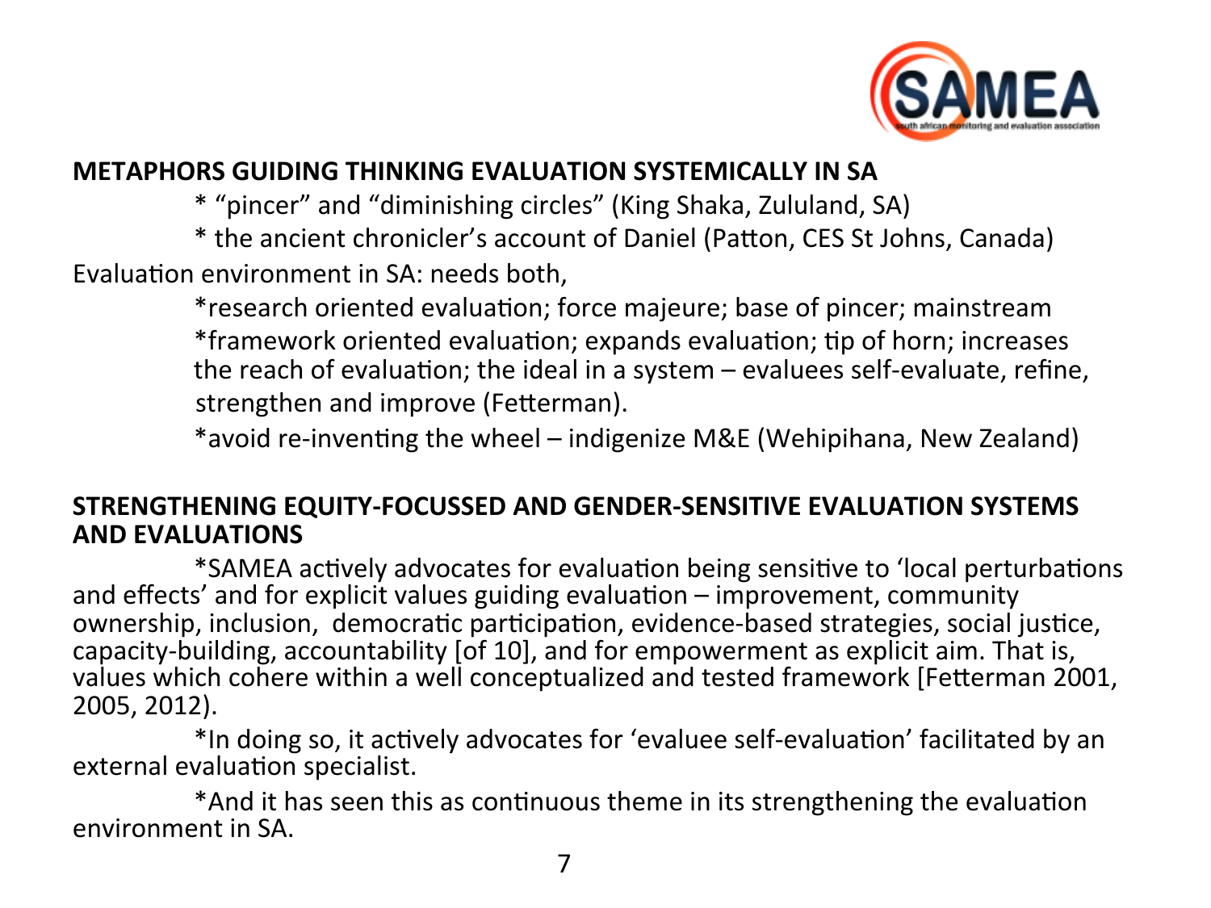**METAPHORS GUIDING THINKING EVALUATION SYSTEMICALLY IN SA**

* "pincer" and "diminishing circles" (King Shaka, Zululand, SA)
* the ancient chronicler's account of Daniel (Patton, CES St Johns, Canada)

Evaluation environment in SA: needs both,

*research oriented evaluation; force majeure; base of pincer; mainstream

*framework oriented evaluation; expands evaluation; tip of horn; increases the reach of evaluation; the ideal in a system – evaluees self-evaluate, refine, strengthen and improve (Fetterman).

*avoid re-inventing the wheel – indigenize M&E (Wehipihana, New Zealand)

**STRENGTHENING EQUITY-FOCUSSED AND GENDER-SENSITIVE EVALUATION SYSTEMS AND EVALUATIONS**

*SAMEA actively advocates for evaluation being sensitive to 'local perturbations and effects' and for explicit values guiding evaluation – improvement, community ownership, inclusion, democratic participation, evidence-based strategies, social justice, capacity-building, accountability [of 10], and for empowerment as explicit aim. That is, values which cohere within a well conceptualized and tested framework [Fetterman 2001, 2005, 2012).

*In doing so, it actively advocates for 'evaluee self-evaluation' facilitated by an external evaluation specialist.

*And it has seen this as continuous theme in its strengthening the evaluation environment in SA.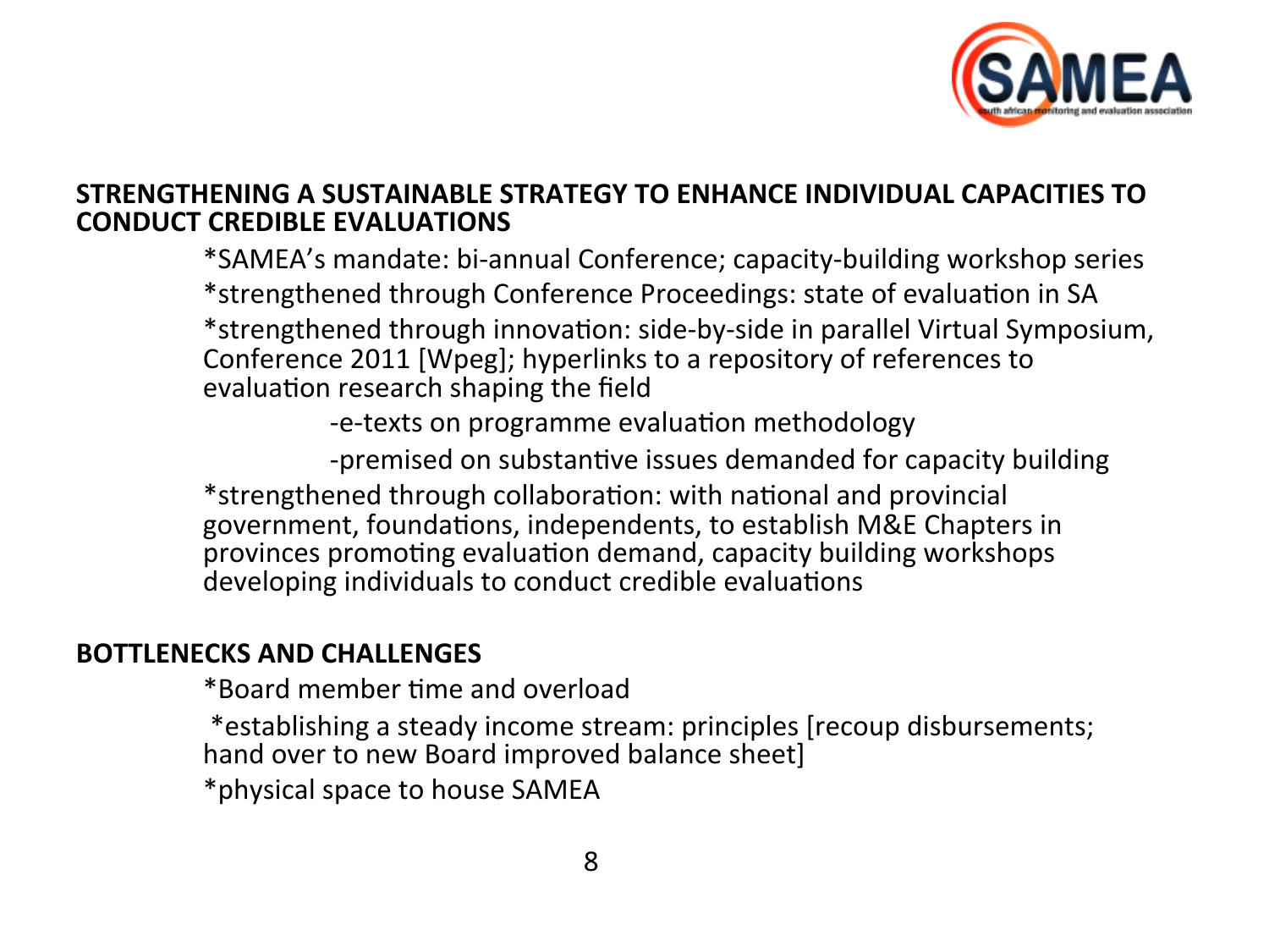**STRENGTHENING A SUSTAINABLE STRATEGY TO ENHANCE INDIVIDUAL CAPACITIES TO CONDUCT CREDIBLE EVALUATIONS**

*SAMEA's mandate: bi-annual Conference; capacity-building workshop series

*strengthened through Conference Proceedings: state of evaluation in SA

*strengthened through innovation: side-by-side in parallel Virtual Symposium, Conference 2011 [Wpeg]; hyperlinks to a repository of references to evaluation research shaping the field

-e-texts on programme evaluation methodology

-premised on substantive issues demanded for capacity building

*strengthened through collaboration: with national and provincial government, foundations, independents, to establish M&E Chapters in provinces promoting evaluation demand, capacity building workshops developing individuals to conduct credible evaluations

**BOTTLENECKS AND CHALLENGES**

*Board member time and overload

*establishing a steady income stream: principles [recoup disbursements; hand over to new Board improved balance sheet]

*physical space to house SAMEA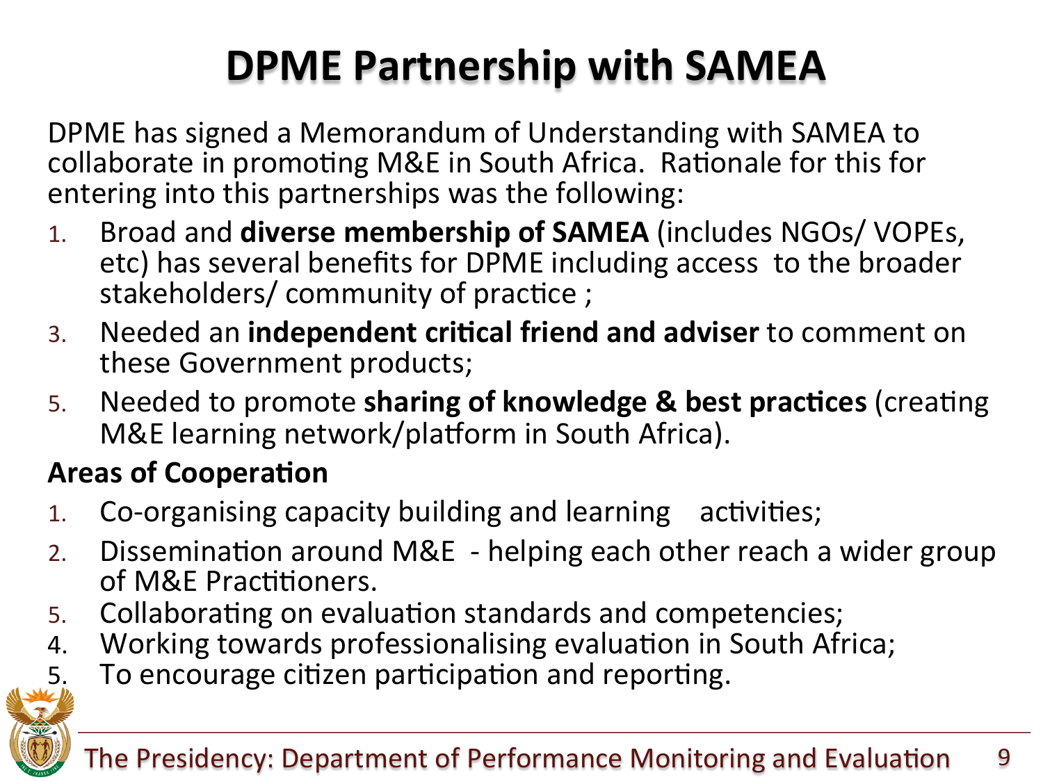# DPME Partnership with SAMEA

DPME has signed a Memorandum of Understanding with SAMEA to collaborate in promoting M&E in South Africa. Rationale for this for entering into this partnerships was the following:

1. Broad and **diverse membership of SAMEA** (includes NGOs/ VOPEs, etc) has several benefits for DPME including access to the broader stakeholders/ community of practice ;
3. Needed an **independent critical friend and adviser** to comment on these Government products;
5. Needed to promote **sharing of knowledge & best practices** (creating M&E learning network/platform in South Africa).

**Areas of Cooperation**

1. Co-organising capacity building and learning activities;
2. Dissemination around M&E - helping each other reach a wider group of M&E Practitioners.
5. Collaborating on evaluation standards and competencies;
4. Working towards professionalising evaluation in South Africa;
5. To encourage citizen participation and reporting.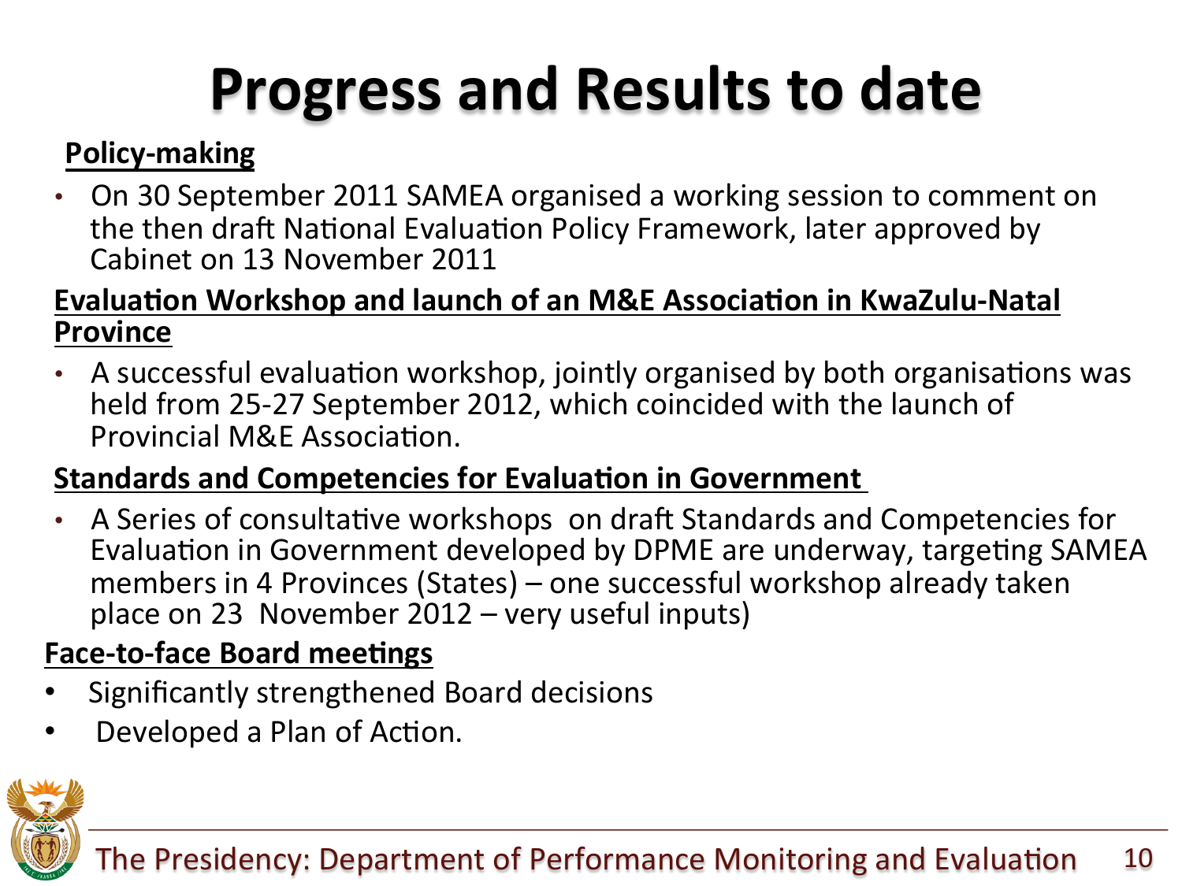# Progress and Results to date

**Policy-making**

- On 30 September 2011 SAMEA organised a working session to comment on the then draft National Evaluation Policy Framework, later approved by Cabinet on 13 November 2011

**Evaluation Workshop and launch of an M&E Association in KwaZulu-Natal Province**

- A successful evaluation workshop, jointly organised by both organisations was held from 25-27 September 2012, which coincided with the launch of Provincial M&E Association.

**Standards and Competencies for Evaluation in Government**

- A Series of consultative workshops on draft Standards and Competencies for Evaluation in Government developed by DPME are underway, targeting SAMEA members in 4 Provinces (States) – one successful workshop already taken place on 23 November 2012 – very useful inputs)

**Face-to-face Board meetings**

- Significantly strengthened Board decisions
- Developed a Plan of Action.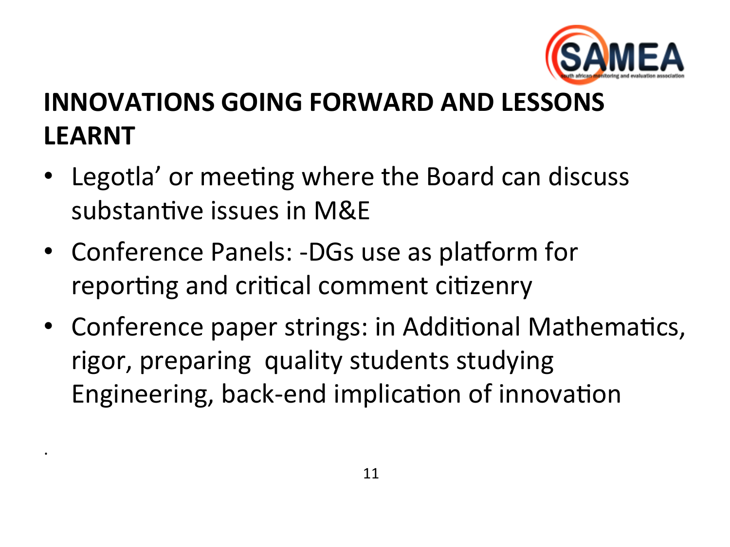# INNOVATIONS GOING FORWARD AND LESSONS LEARNT

- Legotla' or meeting where the Board can discuss substantive issues in M&E
- Conference Panels: -DGs use as platform for reporting and critical comment citizenry
- Conference paper strings: in Additional Mathematics, rigor, preparing quality students studying Engineering, back-end implication of innovation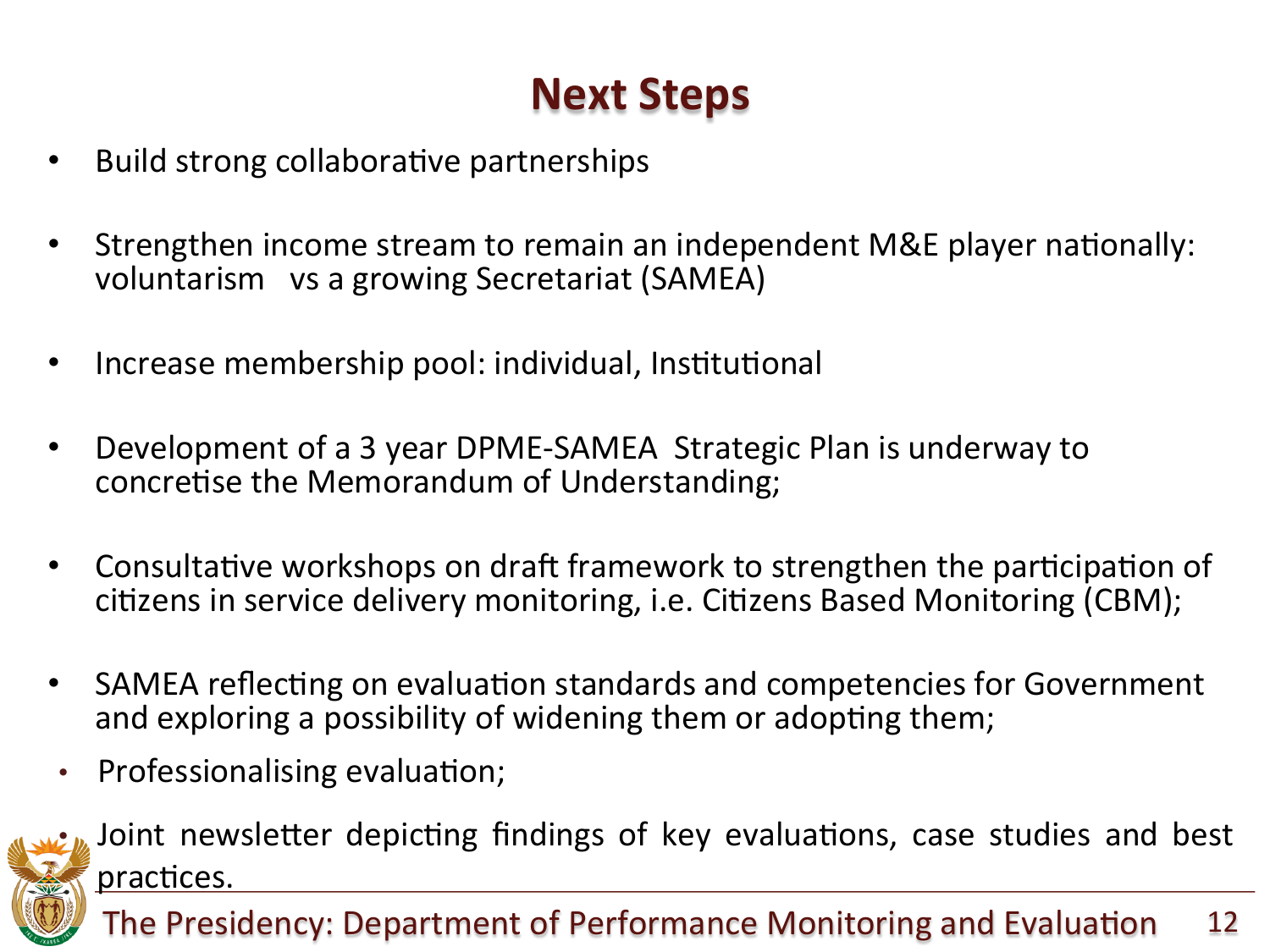# Next Steps

- Build strong collaborative partnerships
- Strengthen income stream to remain an independent M&E player nationally: voluntarism vs a growing Secretariat (SAMEA)
- Increase membership pool: individual, Institutional
- Development of a 3 year DPME-SAMEA Strategic Plan is underway to concretise the Memorandum of Understanding;
- Consultative workshops on draft framework to strengthen the participation of citizens in service delivery monitoring, i.e. Citizens Based Monitoring (CBM);
- SAMEA reflecting on evaluation standards and competencies for Government and exploring a possibility of widening them or adopting them;
- Professionalising evaluation;
- Joint newsletter depicting findings of key evaluations, case studies and best practices.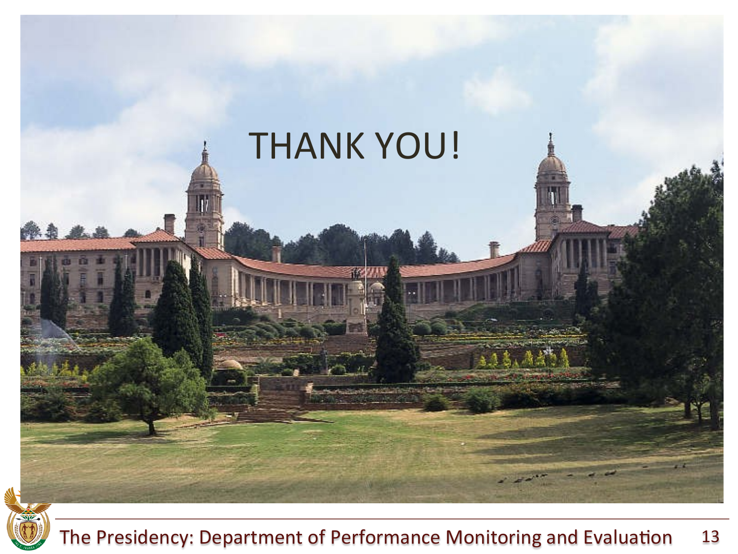# THANK YOU!